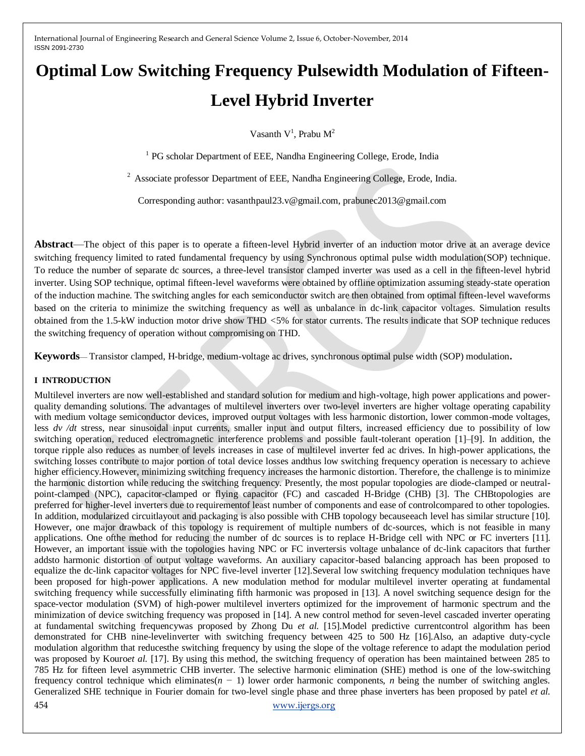# Optimal Low Switching Frequency Pulsewidth Modulation of Fifteen-Level Hybrid Inverter

Vasanth V[1], Prabu M[2]

[1] PG scholar Department of EEE, Nandha Engineering College, Erode, India

[2] Associate professor Department of EEE, Nandha Engineering College, Erode, India.

Corresponding author: vasanthpaul23.v@gmail.com, prabunec2013@gmail.com

**Abstract**—The object of this paper is to operate a fifteen-level Hybrid inverter of an induction motor drive at an average device switching frequency limited to rated fundamental frequency by using Synchronous optimal pulse width modulation(SOP) technique. To reduce the number of separate dc sources, a three-level transistor clamped inverter was used as a cell in the fifteen-level hybrid inverter. Using SOP technique, optimal fifteen-level waveforms were obtained by offline optimization assuming steady-state operation of the induction machine. The switching angles for each semiconductor switch are then obtained from optimal fifteen-level waveforms based on the criteria to minimize the switching frequency as well as unbalance in dc-link capacitor voltages. Simulation results obtained from the 1.5-kW induction motor drive show THD <5% for stator currents. The results indicate that SOP technique reduces the switching frequency of operation without compromising on THD.

**Keywords**— Transistor clamped, H-bridge, medium-voltage ac drives, synchronous optimal pulse width (SOP) modulation.

## I INTRODUCTION

Multilevel inverters are now well-established and standard solution for medium and high-voltage, high power applications and power-quality demanding solutions. The advantages of multilevel inverters over two-level inverters are higher voltage operating capability with medium voltage semiconductor devices, improved output voltages with less harmonic distortion, lower common-mode voltages, less *dv /dt* stress, near sinusoidal input currents, smaller input and output filters, increased efficiency due to possibility of low switching operation, reduced electromagnetic interference problems and possible fault-tolerant operation [1]–[9]. In addition, the torque ripple also reduces as number of levels increases in case of multilevel inverter fed ac drives. In high-power applications, the switching losses contribute to major portion of total device losses andthus low switching frequency operation is necessary to achieve higher efficiency.However, minimizing switching frequency increases the harmonic distortion. Therefore, the challenge is to minimize the harmonic distortion while reducing the switching frequency. Presently, the most popular topologies are diode-clamped or neutral-point-clamped (NPC), capacitor-clamped or flying capacitor (FC) and cascaded H-Bridge (CHB) [3]. The CHBtopologies are preferred for higher-level inverters due to requirementof least number of components and ease of controlcompared to other topologies. In addition, modularized circuitlayout and packaging is also possible with CHB topology becauseeach level has similar structure [10]. However, one major drawback of this topology is requirement of multiple numbers of dc-sources, which is not feasible in many applications. One ofthe method for reducing the number of dc sources is to replace H-Bridge cell with NPC or FC inverters [11]. However, an important issue with the topologies having NPC or FC invertersis voltage unbalance of dc-link capacitors that further addsto harmonic distortion of output voltage waveforms. An auxiliary capacitor-based balancing approach has been proposed to equalize the dc-link capacitor voltages for NPC five-level inverter [12].Several low switching frequency modulation techniques have been proposed for high-power applications. A new modulation method for modular multilevel inverter operating at fundamental switching frequency while successfully eliminating fifth harmonic was proposed in [13]. A novel switching sequence design for the space-vector modulation (SVM) of high-power multilevel inverters optimized for the improvement of harmonic spectrum and the minimization of device switching frequency was proposed in [14]. A new control method for seven-level cascaded inverter operating at fundamental switching frequencywas proposed by Zhong Du *et al.* [15].Model predictive currentcontrol algorithm has been demonstrated for CHB nine-levelinverter with switching frequency between 425 to 500 Hz [16].Also, an adaptive duty-cycle modulation algorithm that reducesthe switching frequency by using the slope of the voltage reference to adapt the modulation period was proposed by Kouro*et al.* [17]. By using this method, the switching frequency of operation has been maintained between 285 to 785 Hz for fifteen level asymmetric CHB inverter. The selective harmonic elimination (SHE) method is one of the low-switching frequency control technique which eliminates($n-1$) lower order harmonic components, $n$ being the number of switching angles. Generalized SHE technique in Fourier domain for two-level single phase and three phase inverters has been proposed by patel *et al.*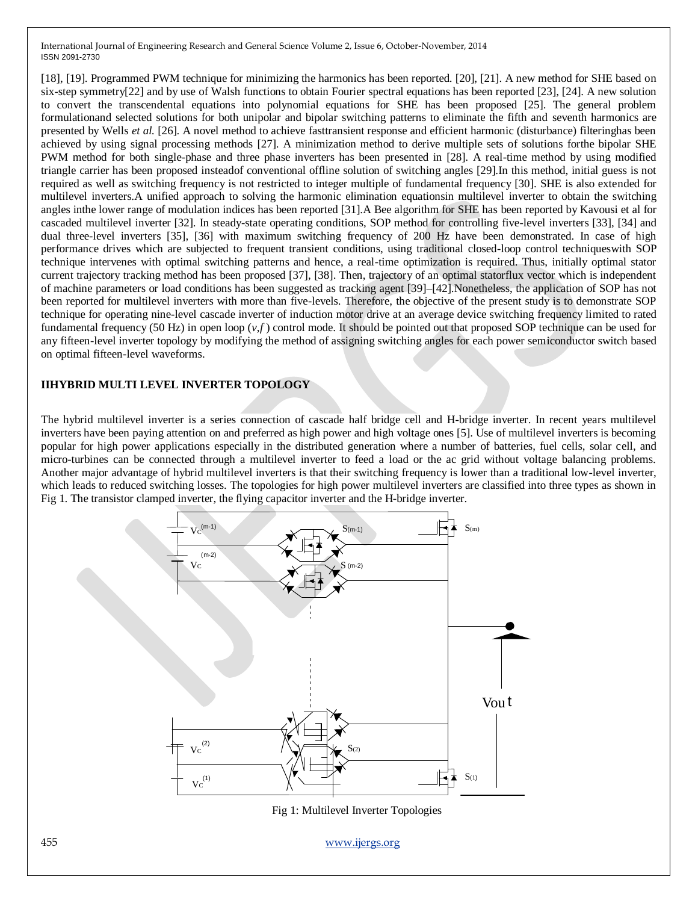[18], [19]. Programmed PWM technique for minimizing the harmonics has been reported. [20], [21]. A new method for SHE based on six-step symmetry[22] and by use of Walsh functions to obtain Fourier spectral equations has been reported [23], [24]. A new solution to convert the transcendental equations into polynomial equations for SHE has been proposed [25]. The general problem formulationand selected solutions for both unipolar and bipolar switching patterns to eliminate the fifth and seventh harmonics are presented by Wells *et al.* [26]. A novel method to achieve fasttransient response and efficient harmonic (disturbance) filteringhas been achieved by using signal processing methods [27]. A minimization method to derive multiple sets of solutions forthe bipolar SHE PWM method for both single-phase and three phase inverters has been presented in [28]. A real-time method by using modified triangle carrier has been proposed insteadof conventional offline solution of switching angles [29].In this method, initial guess is not required as well as switching frequency is not restricted to integer multiple of fundamental frequency [30]. SHE is also extended for multilevel inverters.A unified approach to solving the harmonic elimination equationsin multilevel inverter to obtain the switching angles inthe lower range of modulation indices has been reported [31].A Bee algorithm for SHE has been reported by Kavousi et al for cascaded multilevel inverter [32]. In steady-state operating conditions, SOP method for controlling five-level inverters [33], [34] and dual three-level inverters [35], [36] with maximum switching frequency of 200 Hz have been demonstrated. In case of high performance drives which are subjected to frequent transient conditions, using traditional closed-loop control techniqueswith SOP technique intervenes with optimal switching patterns and hence, a real-time optimization is required. Thus, initially optimal stator current trajectory tracking method has been proposed [37], [38]. Then, trajectory of an optimal statorflux vector which is independent of machine parameters or load conditions has been suggested as tracking agent [39]–[42].Nonetheless, the application of SOP has not been reported for multilevel inverters with more than five-levels. Therefore, the objective of the present study is to demonstrate SOP technique for operating nine-level cascade inverter of induction motor drive at an average device switching frequency limited to rated fundamental frequency (50 Hz) in open loop ($v,f$) control mode. It should be pointed out that proposed SOP technique can be used for any fifteen-level inverter topology by modifying the method of assigning switching angles for each power semiconductor switch based on optimal fifteen-level waveforms.

## IIHYBRID MULTI LEVEL INVERTER TOPOLOGY

The hybrid multilevel inverter is a series connection of cascade half bridge cell and H-bridge inverter. In recent years multilevel inverters have been paying attention on and preferred as high power and high voltage ones [5]. Use of multilevel inverters is becoming popular for high power applications especially in the distributed generation where a number of batteries, fuel cells, solar cell, and micro-turbines can be connected through a multilevel inverter to feed a load or the ac grid without voltage balancing problems. Another major advantage of hybrid multilevel inverters is that their switching frequency is lower than a traditional low-level inverter, which leads to reduced switching losses. The topologies for high power multilevel inverters are classified into three types as shown in Fig 1. The transistor clamped inverter, the flying capacitor inverter and the H-bridge inverter.

Fig 1: Multilevel Inverter Topologies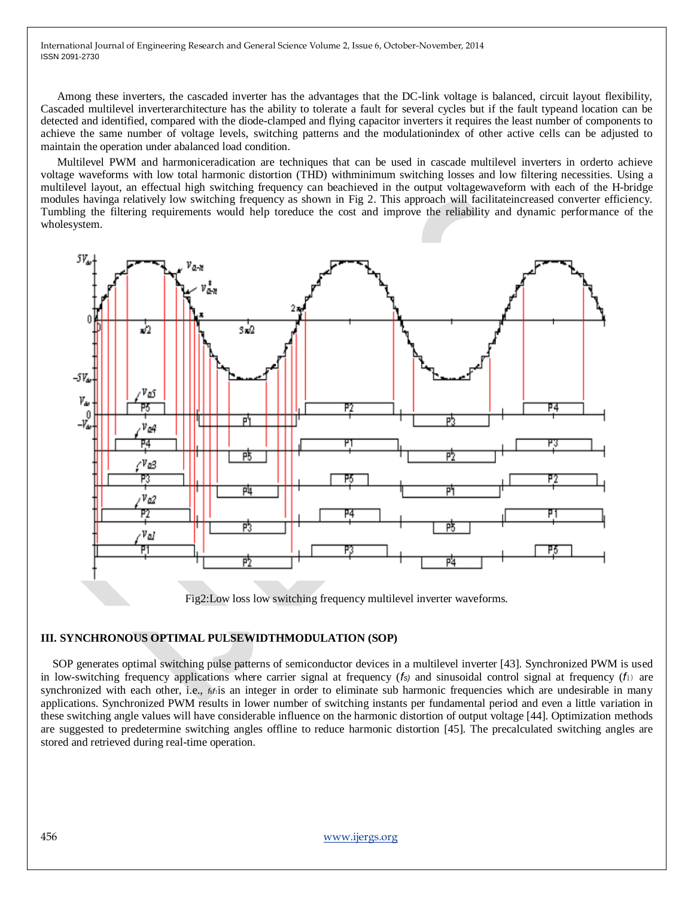Among these inverters, the cascaded inverter has the advantages that the DC-link voltage is balanced, circuit layout flexibility, Cascaded multilevel inverterarchitecture has the ability to tolerate a fault for several cycles but if the fault typeand location can be detected and identified, compared with the diode-clamped and flying capacitor inverters it requires the least number of components to achieve the same number of voltage levels, switching patterns and the modulationindex of other active cells can be adjusted to maintain the operation under abalanced load condition.

Multilevel PWM and harmoniceradication are techniques that can be used in cascade multilevel inverters in orderto achieve voltage waveforms with low total harmonic distortion (THD) withminimum switching losses and low filtering necessities. Using a multilevel layout, an effectual high switching frequency can beachieved in the output voltagewaveform with each of the H-bridge modules havinga relatively low switching frequency as shown in Fig 2. This approach will facilitateincreased converter efficiency. Tumbling the filtering requirements would help toreduce the cost and improve the reliability and dynamic performance of the wholesystem.

Fig2:Low loss low switching frequency multilevel inverter waveforms.

### III. SYNCHRONOUS OPTIMAL PULSEWIDTHMODULATION (SOP)

SOP generates optimal switching pulse patterns of semiconductor devices in a multilevel inverter [43]. Synchronized PWM is used in low-switching frequency applications where carrier signal at frequency ($f_s$) and sinusoidal control signal at frequency ($f_1$) are synchronized with each other, i.e., $f_s/f_1$ is an integer in order to eliminate sub harmonic frequencies which are undesirable in many applications. Synchronized PWM results in lower number of switching instants per fundamental period and even a little variation in these switching angle values will have considerable influence on the harmonic distortion of output voltage [44]. Optimization methods are suggested to predetermine switching angles offline to reduce harmonic distortion [45]. The precalculated switching angles are stored and retrieved during real-time operation.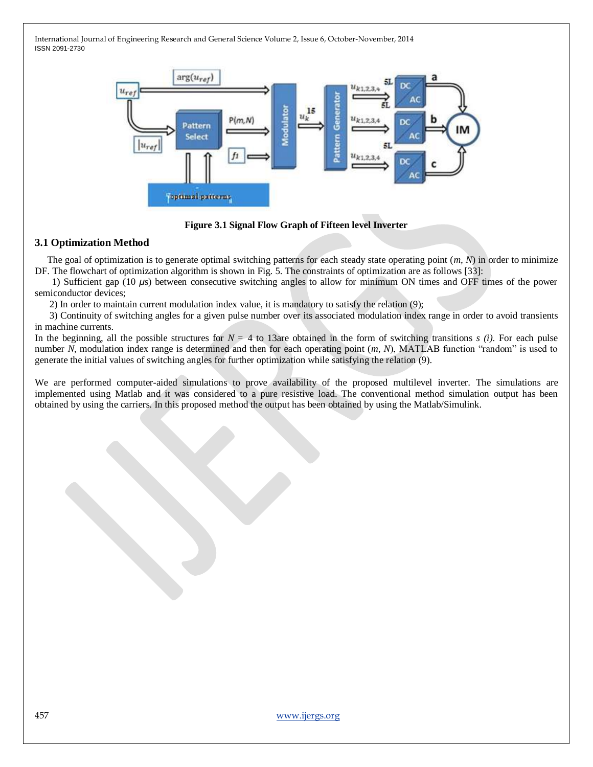Figure 3.1 Signal Flow Graph of Fifteen level Inverter

### 3.1 Optimization Method

The goal of optimization is to generate optimal switching patterns for each steady state operating point ($m$, $N$) in order to minimize DF. The flowchart of optimization algorithm is shown in Fig. 5. The constraints of optimization are as follows [33]:

1) Sufficient gap (10 $\mu$s) between consecutive switching angles to allow for minimum ON times and OFF times of the power semiconductor devices;

2) In order to maintain current modulation index value, it is mandatory to satisfy the relation (9);

3) Continuity of switching angles for a given pulse number over its associated modulation index range in order to avoid transients in machine currents.

In the beginning, all the possible structures for $N$ = 4 to 13are obtained in the form of switching transitions *s (i)*. For each pulse number $N$, modulation index range is determined and then for each operating point ($m$, $N$), MATLAB function "random" is used to generate the initial values of switching angles for further optimization while satisfying the relation (9).

We are performed computer-aided simulations to prove availability of the proposed multilevel inverter. The simulations are implemented using Matlab and it was considered to a pure resistive load. The conventional method simulation output has been obtained by using the carriers. In this proposed method the output has been obtained by using the Matlab/Simulink.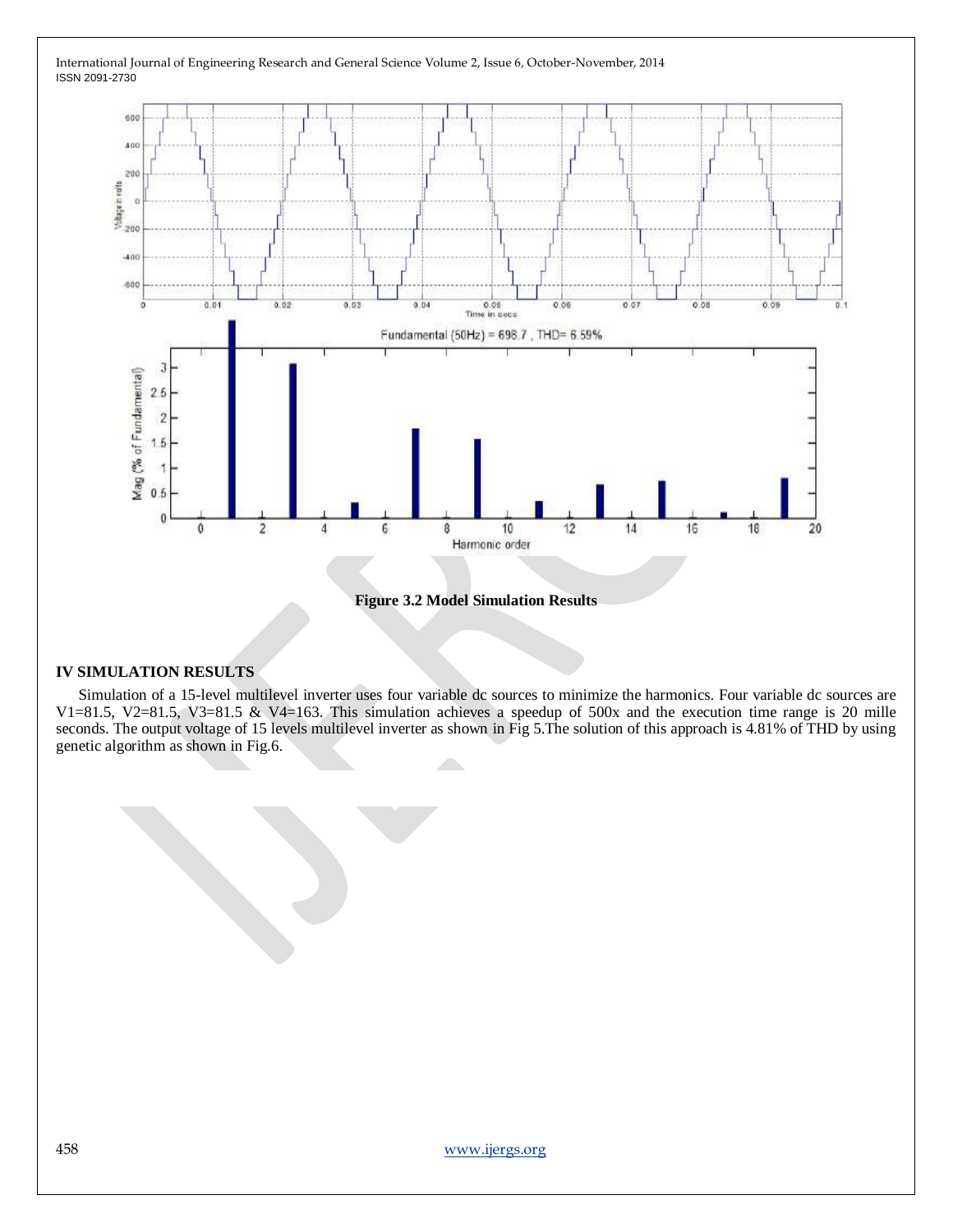Figure 3.2 Model Simulation Results

## IV SIMULATION RESULTS

Simulation of a 15-level multilevel inverter uses four variable dc sources to minimize the harmonics. Four variable dc sources are V1=81.5, V2=81.5, V3=81.5 & V4=163. This simulation achieves a speedup of 500x and the execution time range is 20 mille seconds. The output voltage of 15 levels multilevel inverter as shown in Fig 5.The solution of this approach is 4.81% of THD by using genetic algorithm as shown in Fig.6.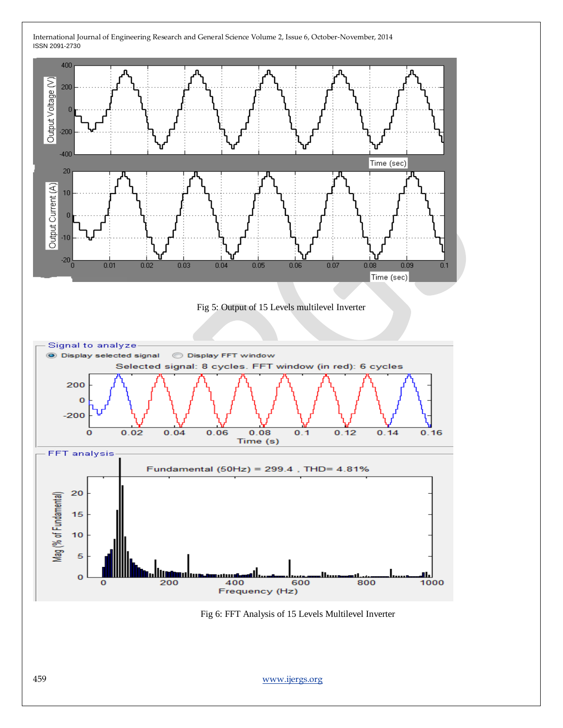Fig 5: Output of 15 Levels multilevel Inverter

Fig 6: FFT Analysis of 15 Levels Multilevel Inverter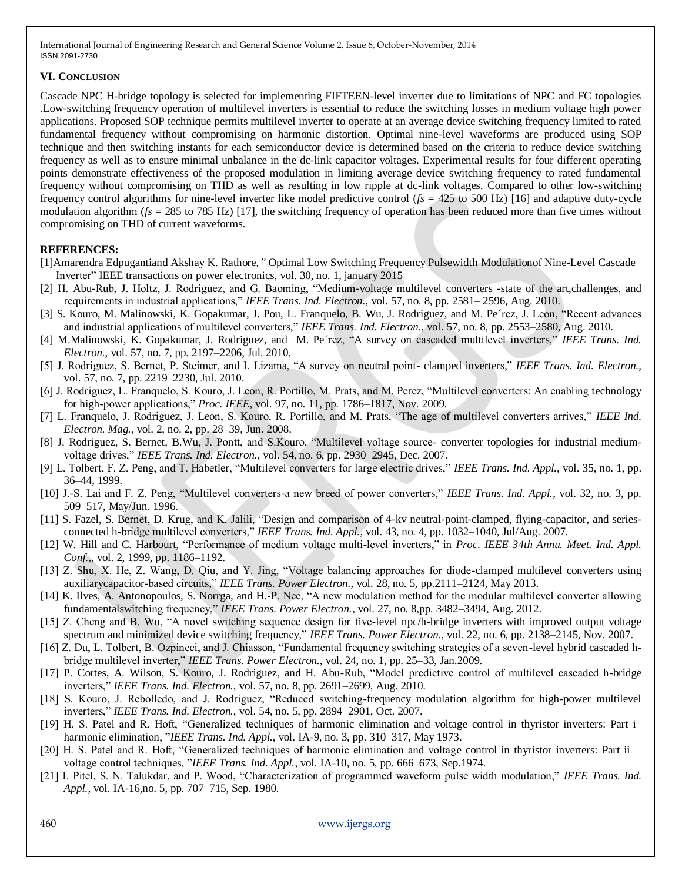### VI. CONCLUSION

Cascade NPC H-bridge topology is selected for implementing FIFTEEN-level inverter due to limitations of NPC and FC topologies .Low-switching frequency operation of multilevel inverters is essential to reduce the switching losses in medium voltage high power applications. Proposed SOP technique permits multilevel inverter to operate at an average device switching frequency limited to rated fundamental frequency without compromising on harmonic distortion. Optimal nine-level waveforms are produced using SOP technique and then switching instants for each semiconductor device is determined based on the criteria to reduce device switching frequency as well as to ensure minimal unbalance in the dc-link capacitor voltages. Experimental results for four different operating points demonstrate effectiveness of the proposed modulation in limiting average device switching frequency to rated fundamental frequency without compromising on THD as well as resulting in low ripple at dc-link voltages. Compared to other low-switching frequency control algorithms for nine-level inverter like model predictive control ($fs$ = 425 to 500 Hz) [16] and adaptive duty-cycle modulation algorithm ($fs$ = 285 to 785 Hz) [17], the switching frequency of operation has been reduced more than five times without compromising on THD of current waveforms.

### REFERENCES:

[1]Amarendra Edpugantiand Akshay K. Rathore,*"* Optimal Low Switching Frequency Pulsewidth Modulationof Nine-Level Cascade Inverter" IEEE transactions on power electronics, vol. 30, no. 1, january 2015

[2] H. Abu-Rub, J. Holtz, J. Rodriguez, and G. Baoming, "Medium-voltage multilevel converters -state of the art,challenges, and requirements in industrial applications," *IEEE Trans. Ind. Electron.*, vol. 57, no. 8, pp. 2581– 2596, Aug. 2010.

[3] S. Kouro, M. Malinowski, K. Gopakumar, J. Pou, L. Franquelo, B. Wu, J. Rodriguez, and M. Pe´rez, J. Leon, "Recent advances and industrial applications of multilevel converters," *IEEE Trans. Ind. Electron.*, vol. 57, no. 8, pp. 2553–2580, Aug. 2010.

[4] M.Malinowski, K. Gopakumar, J. Rodriguez, and M. Pe´rez, "A survey on cascaded multilevel inverters," *IEEE Trans. Ind. Electron.*, vol. 57, no. 7, pp. 2197–2206, Jul. 2010.

[5] J. Rodriguez, S. Bernet, P. Steimer, and I. Lizama, "A survey on neutral point- clamped inverters," *IEEE Trans. Ind. Electron.*, vol. 57, no. 7, pp. 2219–2230, Jul. 2010.

[6] J. Rodriguez, L. Franquelo, S. Kouro, J. Leon, R. Portillo, M. Prats, and M. Perez, "Multilevel converters: An enabling technology for high-power applications," *Proc. IEEE*, vol. 97, no. 11, pp. 1786–1817, Nov. 2009.

[7] L. Franquelo, J. Rodriguez, J. Leon, S. Kouro, R. Portillo, and M. Prats, "The age of multilevel converters arrives," *IEEE Ind. Electron. Mag.*, vol. 2, no. 2, pp. 28–39, Jun. 2008.

[8] J. Rodriguez, S. Bernet, B.Wu, J. Pontt, and S.Kouro, "Multilevel voltage source- converter topologies for industrial medium-voltage drives," *IEEE Trans. Ind. Electron.*, vol. 54, no. 6, pp. 2930–2945, Dec. 2007.

[9] L. Tolbert, F. Z. Peng, and T. Habetler, "Multilevel converters for large electric drives," *IEEE Trans. Ind. Appl.*, vol. 35, no. 1, pp. 36–44, 1999.

[10] J.-S. Lai and F. Z. Peng, "Multilevel converters-a new breed of power converters," *IEEE Trans. Ind. Appl.*, vol. 32, no. 3, pp. 509–517, May/Jun. 1996.

[11] S. Fazel, S. Bernet, D. Krug, and K. Jalili, "Design and comparison of 4-kv neutral-point-clamped, flying-capacitor, and series-connected h-bridge multilevel converters," *IEEE Trans. Ind. Appl.*, vol. 43, no. 4, pp. 1032–1040, Jul/Aug. 2007.

[12] W. Hill and C. Harbourt, "Performance of medium voltage multi-level inverters," in *Proc. IEEE 34th Annu. Meet. Ind. Appl. Conf.*,, vol. 2, 1999, pp. 1186–1192.

[13] Z. Shu, X. He, Z. Wang, D. Qiu, and Y. Jing, "Voltage balancing approaches for diode-clamped multilevel converters using auxiliarycapacitor-based circuits," *IEEE Trans. Power Electron.*, vol. 28, no. 5, pp.2111–2124, May 2013.

[14] K. Ilves, A. Antonopoulos, S. Norrga, and H.-P. Nee, "A new modulation method for the modular multilevel converter allowing fundamentalswitching frequency," *IEEE Trans. Power Electron.*, vol. 27, no. 8,pp. 3482–3494, Aug. 2012.

[15] Z. Cheng and B. Wu, "A novel switching sequence design for five-level npc/h-bridge inverters with improved output voltage spectrum and minimized device switching frequency," *IEEE Trans. Power Electron.*, vol. 22, no. 6, pp. 2138–2145, Nov. 2007.

[16] Z. Du, L. Tolbert, B. Ozpineci, and J. Chiasson, "Fundamental frequency switching strategies of a seven-level hybrid cascaded h-bridge multilevel inverter," *IEEE Trans. Power Electron.*, vol. 24, no. 1, pp. 25–33, Jan.2009.

[17] P. Cortes, A. Wilson, S. Kouro, J. Rodriguez, and H. Abu-Rub, "Model predictive control of multilevel cascaded h-bridge inverters," *IEEE Trans. Ind. Electron.*, vol. 57, no. 8, pp. 2691–2699, Aug. 2010.

[18] S. Kouro, J. Rebolledo, and J. Rodriguez, "Reduced switching-frequency modulation algorithm for high-power multilevel inverters," *IEEE Trans. Ind. Electron.*, vol. 54, no. 5, pp. 2894–2901, Oct. 2007.

[19] H. S. Patel and R. Hoft, "Generalized techniques of harmonic elimination and voltage control in thyristor inverters: Part i–harmonic elimination, "*IEEE Trans. Ind. Appl.*, vol. IA-9, no. 3, pp. 310–317, May 1973.

[20] H. S. Patel and R. Hoft, "Generalized techniques of harmonic elimination and voltage control in thyristor inverters: Part ii—voltage control techniques, "*IEEE Trans. Ind. Appl.*, vol. IA-10, no. 5, pp. 666–673, Sep.1974.

[21] I. Pitel, S. N. Talukdar, and P. Wood, "Characterization of programmed waveform pulse width modulation," *IEEE Trans. Ind. Appl.*, vol. IA-16,no. 5, pp. 707–715, Sep. 1980.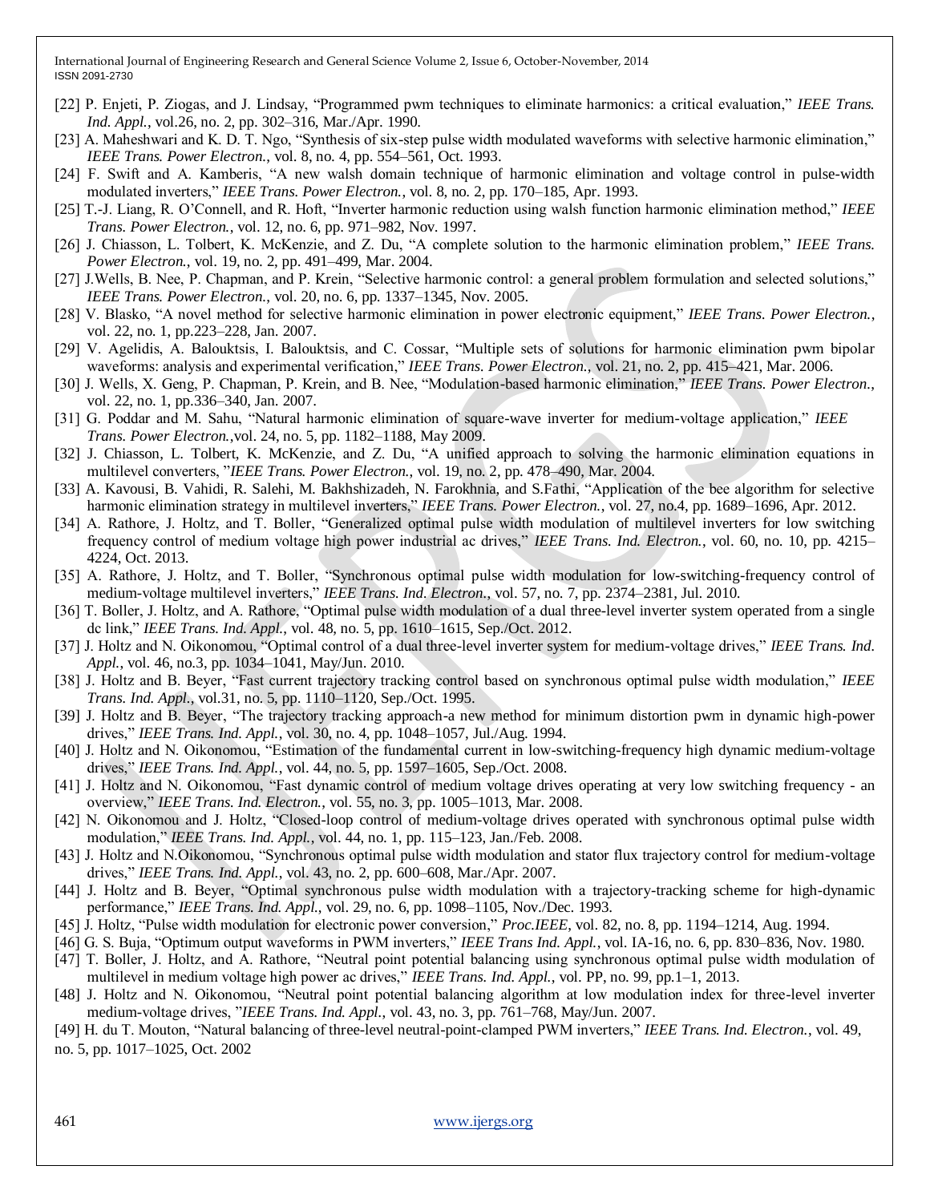[22] P. Enjeti, P. Ziogas, and J. Lindsay, "Programmed pwm techniques to eliminate harmonics: a critical evaluation," *IEEE Trans. Ind. Appl.*, vol.26, no. 2, pp. 302–316, Mar./Apr. 1990.

[23] A. Maheshwari and K. D. T. Ngo, "Synthesis of six-step pulse width modulated waveforms with selective harmonic elimination," *IEEE Trans. Power Electron.*, vol. 8, no. 4, pp. 554–561, Oct. 1993.

[24] F. Swift and A. Kamberis, "A new walsh domain technique of harmonic elimination and voltage control in pulse-width modulated inverters," *IEEE Trans. Power Electron.*, vol. 8, no. 2, pp. 170–185, Apr. 1993.

[25] T.-J. Liang, R. O'Connell, and R. Hoft, "Inverter harmonic reduction using walsh function harmonic elimination method," *IEEE Trans. Power Electron.*, vol. 12, no. 6, pp. 971–982, Nov. 1997.

[26] J. Chiasson, L. Tolbert, K. McKenzie, and Z. Du, "A complete solution to the harmonic elimination problem," *IEEE Trans. Power Electron.*, vol. 19, no. 2, pp. 491–499, Mar. 2004.

[27] J.Wells, B. Nee, P. Chapman, and P. Krein, "Selective harmonic control: a general problem formulation and selected solutions," *IEEE Trans. Power Electron.*, vol. 20, no. 6, pp. 1337–1345, Nov. 2005.

[28] V. Blasko, "A novel method for selective harmonic elimination in power electronic equipment," *IEEE Trans. Power Electron.*, vol. 22, no. 1, pp.223–228, Jan. 2007.

[29] V. Agelidis, A. Balouktsis, I. Balouktsis, and C. Cossar, "Multiple sets of solutions for harmonic elimination pwm bipolar waveforms: analysis and experimental verification," *IEEE Trans. Power Electron.*, vol. 21, no. 2, pp. 415–421, Mar. 2006.

[30] J. Wells, X. Geng, P. Chapman, P. Krein, and B. Nee, "Modulation-based harmonic elimination," *IEEE Trans. Power Electron.*, vol. 22, no. 1, pp.336–340, Jan. 2007.

[31] G. Poddar and M. Sahu, "Natural harmonic elimination of square-wave inverter for medium-voltage application," *IEEE Trans. Power Electron.*,vol. 24, no. 5, pp. 1182–1188, May 2009.

[32] J. Chiasson, L. Tolbert, K. McKenzie, and Z. Du, "A unified approach to solving the harmonic elimination equations in multilevel converters, "*IEEE Trans. Power Electron.*, vol. 19, no. 2, pp. 478–490, Mar. 2004.

[33] A. Kavousi, B. Vahidi, R. Salehi, M. Bakhshizadeh, N. Farokhnia, and S.Fathi, "Application of the bee algorithm for selective harmonic elimination strategy in multilevel inverters," *IEEE Trans. Power Electron.*, vol. 27, no.4, pp. 1689–1696, Apr. 2012.

[34] A. Rathore, J. Holtz, and T. Boller, "Generalized optimal pulse width modulation of multilevel inverters for low switching frequency control of medium voltage high power industrial ac drives," *IEEE Trans. Ind. Electron.*, vol. 60, no. 10, pp. 4215–4224, Oct. 2013.

[35] A. Rathore, J. Holtz, and T. Boller, "Synchronous optimal pulse width modulation for low-switching-frequency control of medium-voltage multilevel inverters," *IEEE Trans. Ind. Electron.*, vol. 57, no. 7, pp. 2374–2381, Jul. 2010.

[36] T. Boller, J. Holtz, and A. Rathore, "Optimal pulse width modulation of a dual three-level inverter system operated from a single dc link," *IEEE Trans. Ind. Appl.*, vol. 48, no. 5, pp. 1610–1615, Sep./Oct. 2012.

[37] J. Holtz and N. Oikonomou, "Optimal control of a dual three-level inverter system for medium-voltage drives," *IEEE Trans. Ind. Appl.*, vol. 46, no.3, pp. 1034–1041, May/Jun. 2010.

[38] J. Holtz and B. Beyer, "Fast current trajectory tracking control based on synchronous optimal pulse width modulation," *IEEE Trans. Ind. Appl.*, vol.31, no. 5, pp. 1110–1120, Sep./Oct. 1995.

[39] J. Holtz and B. Beyer, "The trajectory tracking approach-a new method for minimum distortion pwm in dynamic high-power drives," *IEEE Trans. Ind. Appl.*, vol. 30, no. 4, pp. 1048–1057, Jul./Aug. 1994.

[40] J. Holtz and N. Oikonomou, "Estimation of the fundamental current in low-switching-frequency high dynamic medium-voltage drives," *IEEE Trans. Ind. Appl.*, vol. 44, no. 5, pp. 1597–1605, Sep./Oct. 2008.

[41] J. Holtz and N. Oikonomou, "Fast dynamic control of medium voltage drives operating at very low switching frequency - an overview," *IEEE Trans. Ind. Electron.*, vol. 55, no. 3, pp. 1005–1013, Mar. 2008.

[42] N. Oikonomou and J. Holtz, "Closed-loop control of medium-voltage drives operated with synchronous optimal pulse width modulation," *IEEE Trans. Ind. Appl.*, vol. 44, no. 1, pp. 115–123, Jan./Feb. 2008.

[43] J. Holtz and N.Oikonomou, "Synchronous optimal pulse width modulation and stator flux trajectory control for medium-voltage drives," *IEEE Trans. Ind. Appl.*, vol. 43, no. 2, pp. 600–608, Mar./Apr. 2007.

[44] J. Holtz and B. Beyer, "Optimal synchronous pulse width modulation with a trajectory-tracking scheme for high-dynamic performance," *IEEE Trans. Ind. Appl.*, vol. 29, no. 6, pp. 1098–1105, Nov./Dec. 1993.

[45] J. Holtz, "Pulse width modulation for electronic power conversion," *Proc.IEEE*, vol. 82, no. 8, pp. 1194–1214, Aug. 1994.

[46] G. S. Buja, "Optimum output waveforms in PWM inverters," *IEEE Trans Ind. Appl.*, vol. IA-16, no. 6, pp. 830–836, Nov. 1980.

[47] T. Boller, J. Holtz, and A. Rathore, "Neutral point potential balancing using synchronous optimal pulse width modulation of multilevel in medium voltage high power ac drives," *IEEE Trans. Ind. Appl.*, vol. PP, no. 99, pp.1–1, 2013.

[48] J. Holtz and N. Oikonomou, "Neutral point potential balancing algorithm at low modulation index for three-level inverter medium-voltage drives, "*IEEE Trans. Ind. Appl.*, vol. 43, no. 3, pp. 761–768, May/Jun. 2007.

[49] H. du T. Mouton, "Natural balancing of three-level neutral-point-clamped PWM inverters," *IEEE Trans. Ind. Electron.*, vol. 49, no. 5, pp. 1017–1025, Oct. 2002